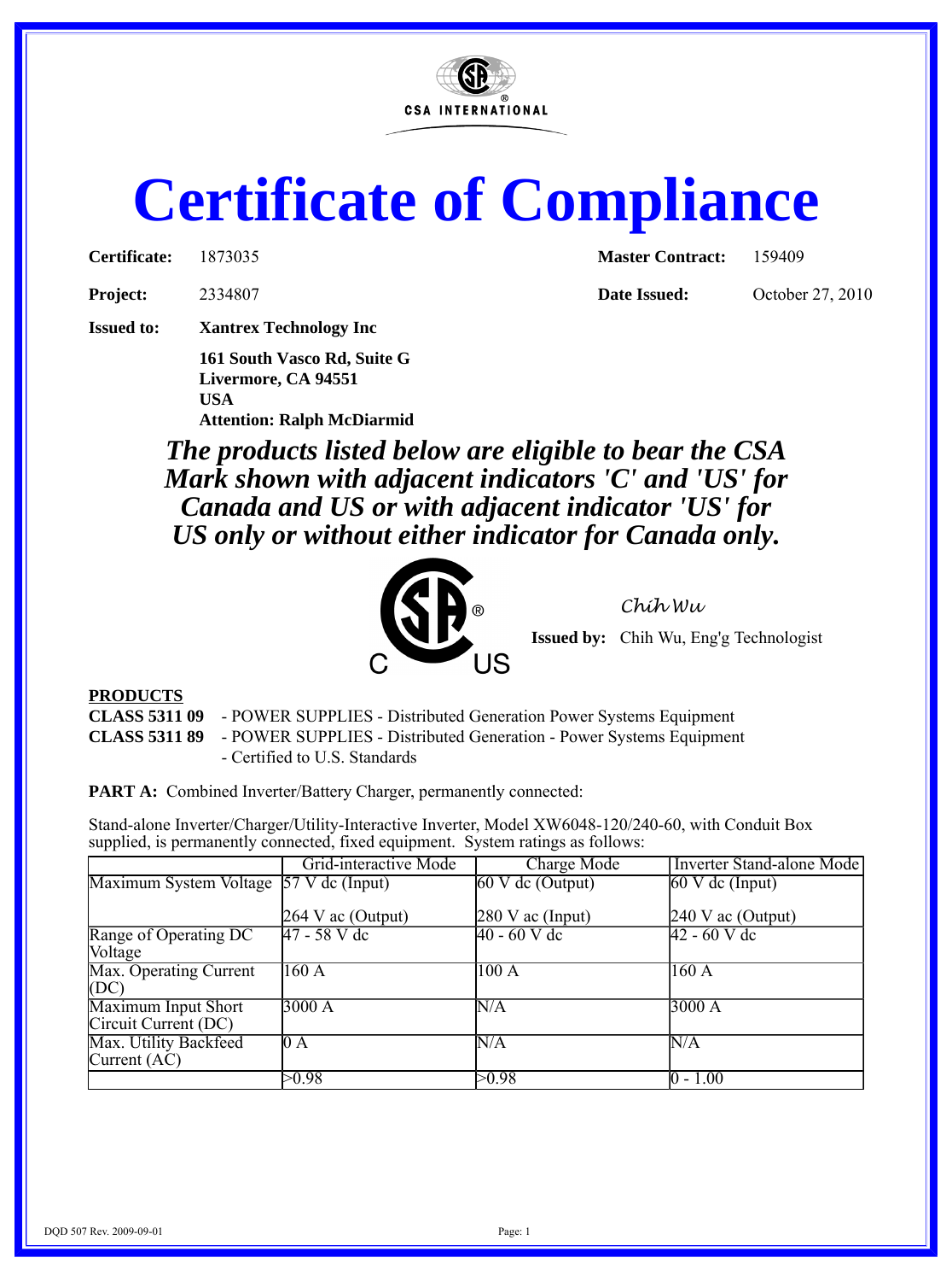CSA INTERNATIONAL

# Certificate of Compliance

**Certificate:** 1873035 **Master Contract:** 159409

**Project:** 2334807 **Date Issued:** October 27, 2010

**Issued to:** **Xantrex Technology Inc**
**161 South Vasco Rd, Suite G**
**Livermore, CA 94551**
**USA**
**Attention: Ralph McDiarmid**

***The products listed below are eligible to bear the CSA Mark shown with adjacent indicators 'C' and 'US' for Canada and US or with adjacent indicator 'US' for US only or without either indicator for Canada only.***

C US

*Chih Wu*

**Issued by:** Chih Wu, Eng'g Technologist

**PRODUCTS**

**CLASS 5311 09** - POWER SUPPLIES - Distributed Generation Power Systems Equipment
**CLASS 5311 89** - POWER SUPPLIES - Distributed Generation - Power Systems Equipment
- Certified to U.S. Standards

**PART A:** Combined Inverter/Battery Charger, permanently connected:

Stand-alone Inverter/Charger/Utility-Interactive Inverter, Model XW6048-120/240-60, with Conduit Box supplied, is permanently connected, fixed equipment. System ratings as follows:

| | Grid-interactive Mode | Charge Mode | Inverter Stand-alone Mode |
|---|---|---|---|
| Maximum System Voltage | 57 V dc (Input)<br>264 V ac (Output) | 60 V dc (Output)<br>280 V ac (Input) | 60 V dc (Input)<br>240 V ac (Output) |
| Range of Operating DC Voltage | 47 - 58 V dc | 40 - 60 V dc | 42 - 60 V dc |
| Max. Operating Current (DC) | 160 A | 100 A | 160 A |
| Maximum Input Short Circuit Current (DC) | 3000 A | N/A | 3000 A |
| Max. Utility Backfeed Current (AC) | 0 A | N/A | N/A |
| | >0.98 | >0.98 | 0 - 1.00 |

DQD 507 Rev. 2009-09-01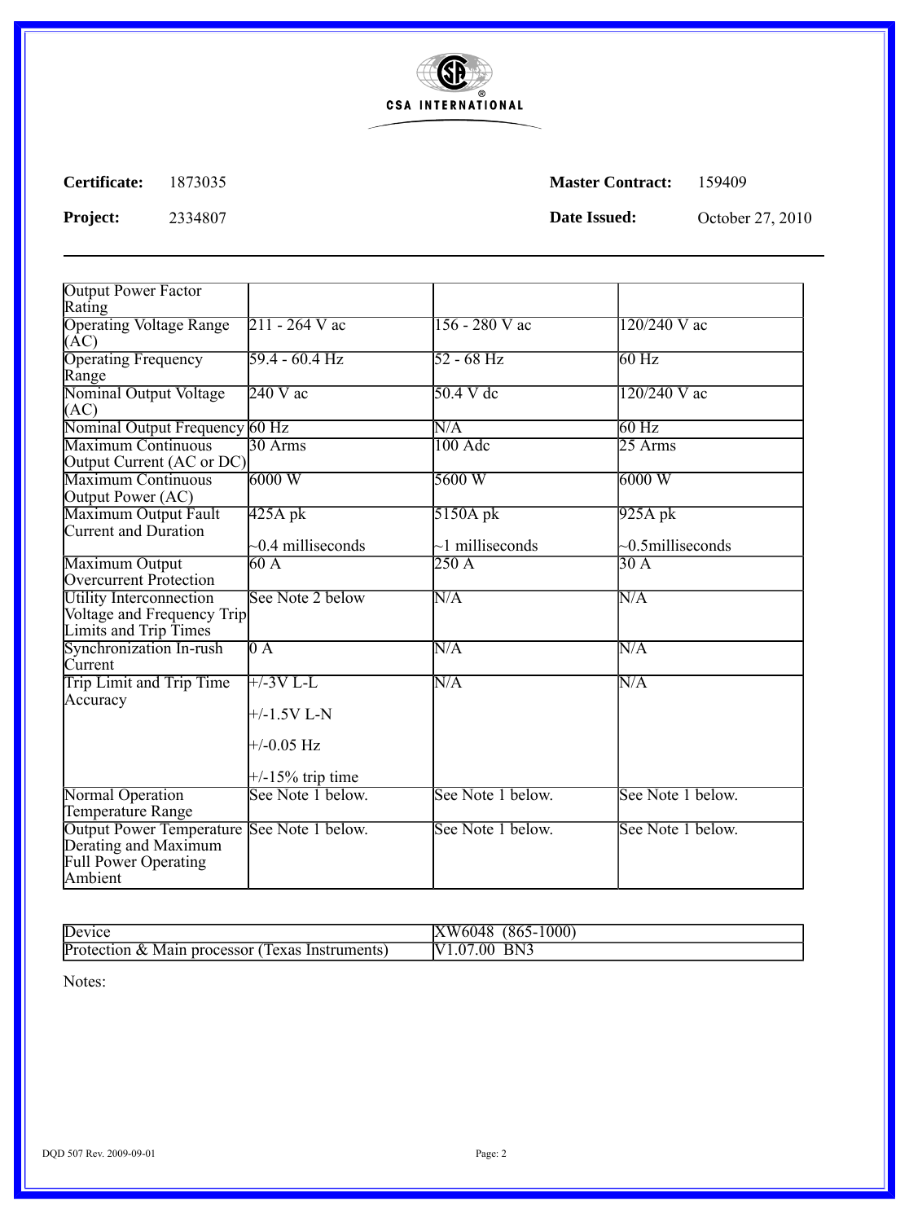CSA INTERNATIONAL

**Certificate:** 1873035 **Master Contract:** 159409

**Project:** 2334807 **Date Issued:** October 27, 2010

| | | | |
|---|---|---|---|
| Output Power Factor Rating | | | |
| Operating Voltage Range (AC) | 211 - 264 V ac | 156 - 280 V ac | 120/240 V ac |
| Operating Frequency Range | 59.4 - 60.4 Hz | 52 - 68 Hz | 60 Hz |
| Nominal Output Voltage (AC) | 240 V ac | 50.4 V dc | 120/240 V ac |
| Nominal Output Frequency | 60 Hz | N/A | 60 Hz |
| Maximum Continuous Output Current (AC or DC) | 30 Arms | 100 Adc | 25 Arms |
| Maximum Continuous Output Power (AC) | 6000 W | 5600 W | 6000 W |
| Maximum Output Fault Current and Duration | 425A pk<br>~0.4 milliseconds | 5150A pk<br>~1 milliseconds | 925A pk<br>~0.5milliseconds |
| Maximum Output Overcurrent Protection | 60 A | 250 A | 30 A |
| Utility Interconnection Voltage and Frequency Trip Limits and Trip Times | See Note 2 below | N/A | N/A |
| Synchronization In-rush Current | 0 A | N/A | N/A |
| Trip Limit and Trip Time Accuracy | +/-3V L-L<br>+/-1.5V L-N<br>+/-0.05 Hz<br>+/-15% trip time | N/A | N/A |
| Normal Operation Temperature Range | See Note 1 below. | See Note 1 below. | See Note 1 below. |
| Output Power Temperature Derating and Maximum Full Power Operating Ambient | See Note 1 below. | See Note 1 below. | See Note 1 below. |

| | |
|---|---|
| Device | XW6048 (865-1000) |
| Protection & Main processor (Texas Instruments) | V1.07.00 BN3 |

Notes: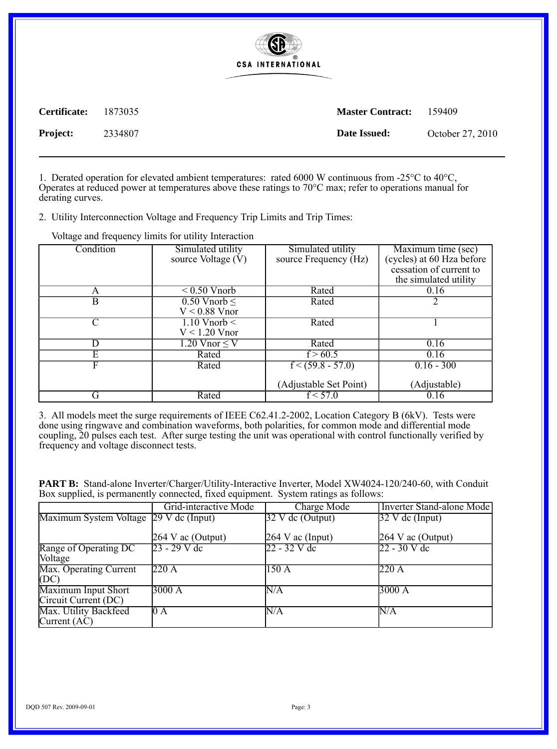CSA INTERNATIONAL

**Certificate:** 1873035 **Master Contract:** 159409

**Project:** 2334807 **Date Issued:** October 27, 2010

1. Derated operation for elevated ambient temperatures: rated 6000 W continuous from -25°C to 40°C, Operates at reduced power at temperatures above these ratings to 70°C max; refer to operations manual for derating curves.

2. Utility Interconnection Voltage and Frequency Trip Limits and Trip Times:

Voltage and frequency limits for utility Interaction

| Condition | Simulated utility source Voltage (V) | Simulated utility source Frequency (Hz) | Maximum time (sec) (cycles) at 60 Hza before cessation of current to the simulated utility |
|---|---|---|---|
| A | < 0.50 Vnorb | Rated | 0.16 |
| B | 0.50 Vnorb ≤ V < 0.88 Vnor | Rated | 2 |
| C | 1.10 Vnorb < V < 1.20 Vnor | Rated | 1 |
| D | 1.20 Vnor ≤ V | Rated | 0.16 |
| E | Rated | f > 60.5 | 0.16 |
| F | Rated | f < (59.8 - 57.0) (Adjustable Set Point) | 0.16 - 300 (Adjustable) |
| G | Rated | f < 57.0 | 0.16 |

3. All models meet the surge requirements of IEEE C62.41.2-2002, Location Category B (6kV). Tests were done using ringwave and combination waveforms, both polarities, for common mode and differential mode coupling, 20 pulses each test. After surge testing the unit was operational with control functionally verified by frequency and voltage disconnect tests.

**PART B:** Stand-alone Inverter/Charger/Utility-Interactive Inverter, Model XW4024-120/240-60, with Conduit Box supplied, is permanently connected, fixed equipment. System ratings as follows:

| | Grid-interactive Mode | Charge Mode | Inverter Stand-alone Mode |
|---|---|---|---|
| Maximum System Voltage | 29 V dc (Input)<br>264 V ac (Output) | 32 V dc (Output)<br>264 V ac (Input) | 32 V dc (Input)<br>264 V ac (Output) |
| Range of Operating DC Voltage | 23 - 29 V dc | 22 - 32 V dc | 22 - 30 V dc |
| Max. Operating Current (DC) | 220 A | 150 A | 220 A |
| Maximum Input Short Circuit Current (DC) | 3000 A | N/A | 3000 A |
| Max. Utility Backfeed Current (AC) | 0 A | N/A | N/A |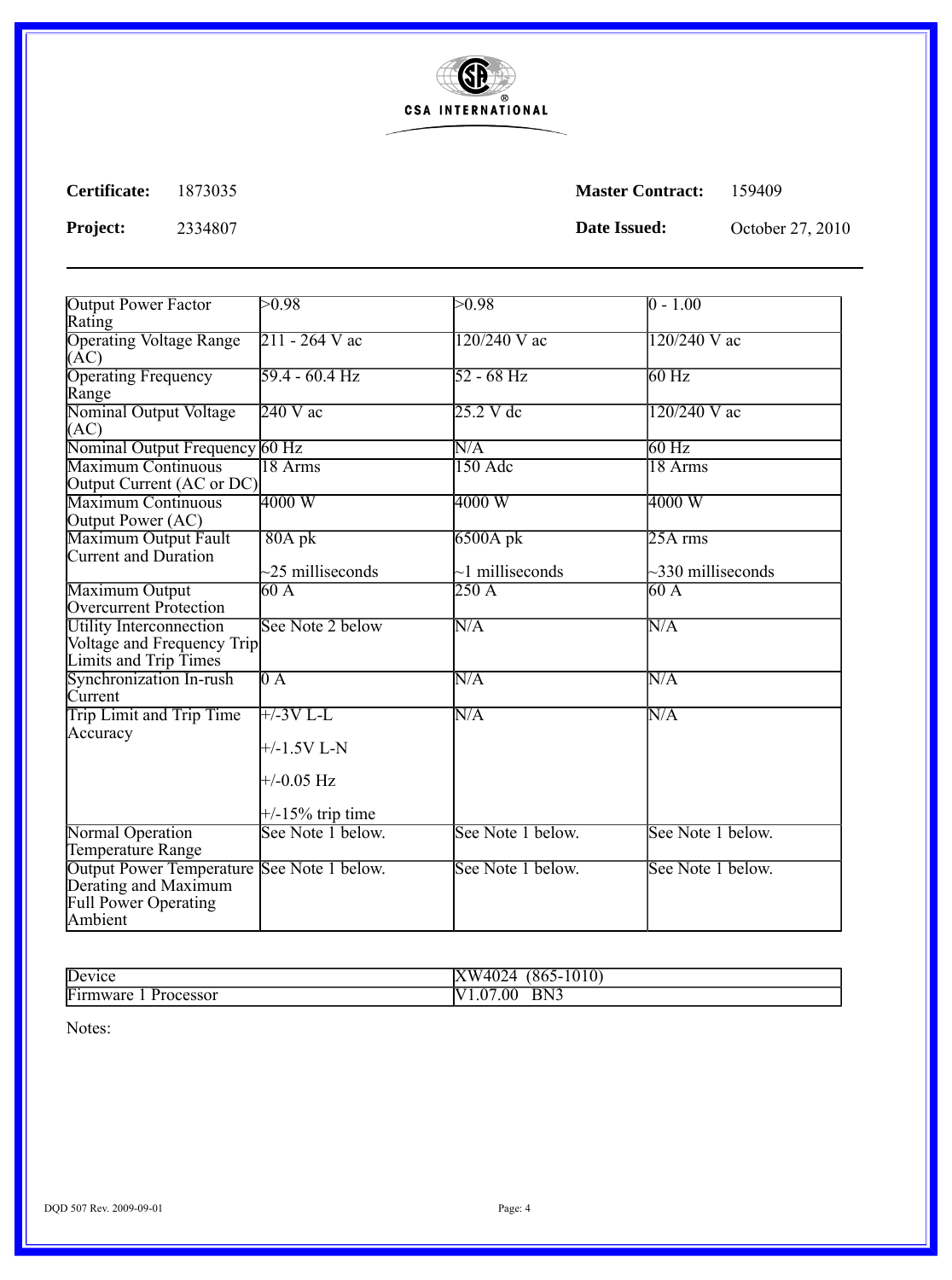**Certificate:** 1873035 **Master Contract:** 159409

**Project:** 2334807 **Date Issued:** October 27, 2010

| | | | |
|---|---|---|---|
| Output Power Factor Rating | >0.98 | >0.98 | 0 - 1.00 |
| Operating Voltage Range (AC) | 211 - 264 V ac | 120/240 V ac | 120/240 V ac |
| Operating Frequency Range | 59.4 - 60.4 Hz | 52 - 68 Hz | 60 Hz |
| Nominal Output Voltage (AC) | 240 V ac | 25.2 V dc | 120/240 V ac |
| Nominal Output Frequency | 60 Hz | N/A | 60 Hz |
| Maximum Continuous Output Current (AC or DC) | 18 Arms | 150 Adc | 18 Arms |
| Maximum Continuous Output Power (AC) | 4000 W | 4000 W | 4000 W |
| Maximum Output Fault Current and Duration | 80A pk<br><br>~25 milliseconds | 6500A pk<br><br>~1 milliseconds | 25A rms<br><br>~330 milliseconds |
| Maximum Output Overcurrent Protection | 60 A | 250 A | 60 A |
| Utility Interconnection Voltage and Frequency Trip Limits and Trip Times | See Note 2 below | N/A | N/A |
| Synchronization In-rush Current | 0 A | N/A | N/A |
| Trip Limit and Trip Time Accuracy | +/-3V L-L<br><br>+/-1.5V L-N<br><br>+/-0.05 Hz<br><br>+/-15% trip time | N/A | N/A |
| Normal Operation Temperature Range | See Note 1 below. | See Note 1 below. | See Note 1 below. |
| Output Power Temperature Derating and Maximum Full Power Operating Ambient | See Note 1 below. | See Note 1 below. | See Note 1 below. |

| | |
|---|---|
| Device | XW4024 (865-1010) |
| Firmware 1 Processor | V1.07.00 BN3 |

Notes:

DQD 507 Rev. 2009-09-01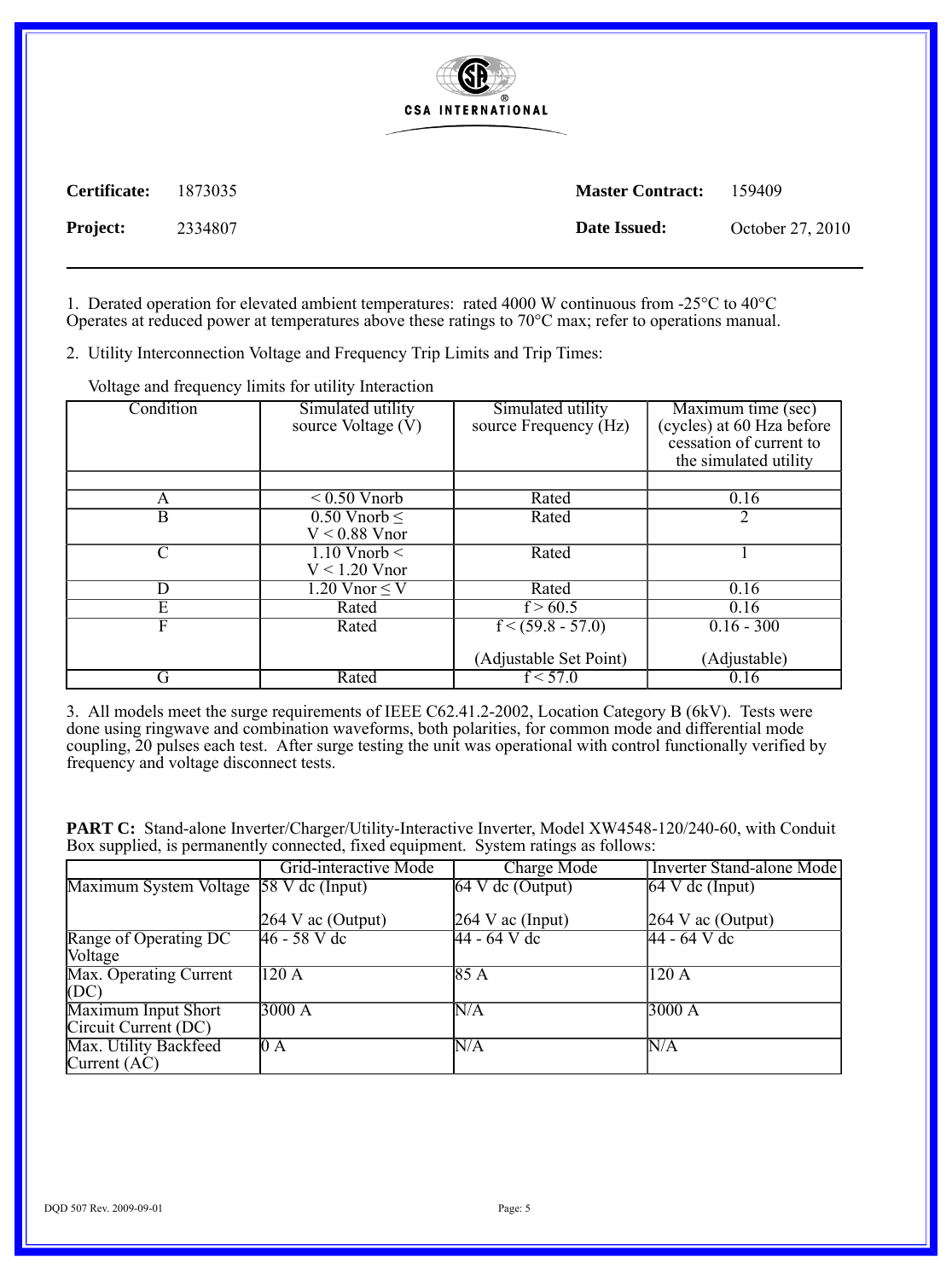CSA INTERNATIONAL

**Certificate:** 1873035 **Master Contract:** 159409

**Project:** 2334807 **Date Issued:** October 27, 2010

1. Derated operation for elevated ambient temperatures: rated 4000 W continuous from -25°C to 40°C Operates at reduced power at temperatures above these ratings to 70°C max; refer to operations manual.

2. Utility Interconnection Voltage and Frequency Trip Limits and Trip Times:

Voltage and frequency limits for utility Interaction

| Condition | Simulated utility source Voltage (V) | Simulated utility source Frequency (Hz) | Maximum time (sec) (cycles) at 60 Hza before cessation of current to the simulated utility |
|---|---|---|---|
| | | | |
| A | < 0.50 Vnorb | Rated | 0.16 |
| B | 0.50 Vnorb ≤ V < 0.88 Vnor | Rated | 2 |
| C | 1.10 Vnorb < V < 1.20 Vnor | Rated | 1 |
| D | 1.20 Vnor ≤ V | Rated | 0.16 |
| E | Rated | f > 60.5 | 0.16 |
| F | Rated | f < (59.8 - 57.0)<br><br>(Adjustable Set Point) | 0.16 - 300<br><br>(Adjustable) |
| G | Rated | f < 57.0 | 0.16 |

3. All models meet the surge requirements of IEEE C62.41.2-2002, Location Category B (6kV). Tests were done using ringwave and combination waveforms, both polarities, for common mode and differential mode coupling, 20 pulses each test. After surge testing the unit was operational with control functionally verified by frequency and voltage disconnect tests.

**PART C:** Stand-alone Inverter/Charger/Utility-Interactive Inverter, Model XW4548-120/240-60, with Conduit Box supplied, is permanently connected, fixed equipment. System ratings as follows:

| | Grid-interactive Mode | Charge Mode | Inverter Stand-alone Mode |
|---|---|---|---|
| Maximum System Voltage | 58 V dc (Input)<br><br>264 V ac (Output) | 64 V dc (Output)<br><br>264 V ac (Input) | 64 V dc (Input)<br><br>264 V ac (Output) |
| Range of Operating DC Voltage | 46 - 58 V dc | 44 - 64 V dc | 44 - 64 V dc |
| Max. Operating Current (DC) | 120 A | 85 A | 120 A |
| Maximum Input Short Circuit Current (DC) | 3000 A | N/A | 3000 A |
| Max. Utility Backfeed Current (AC) | 0 A | N/A | N/A |

DQD 507 Rev. 2009-09-01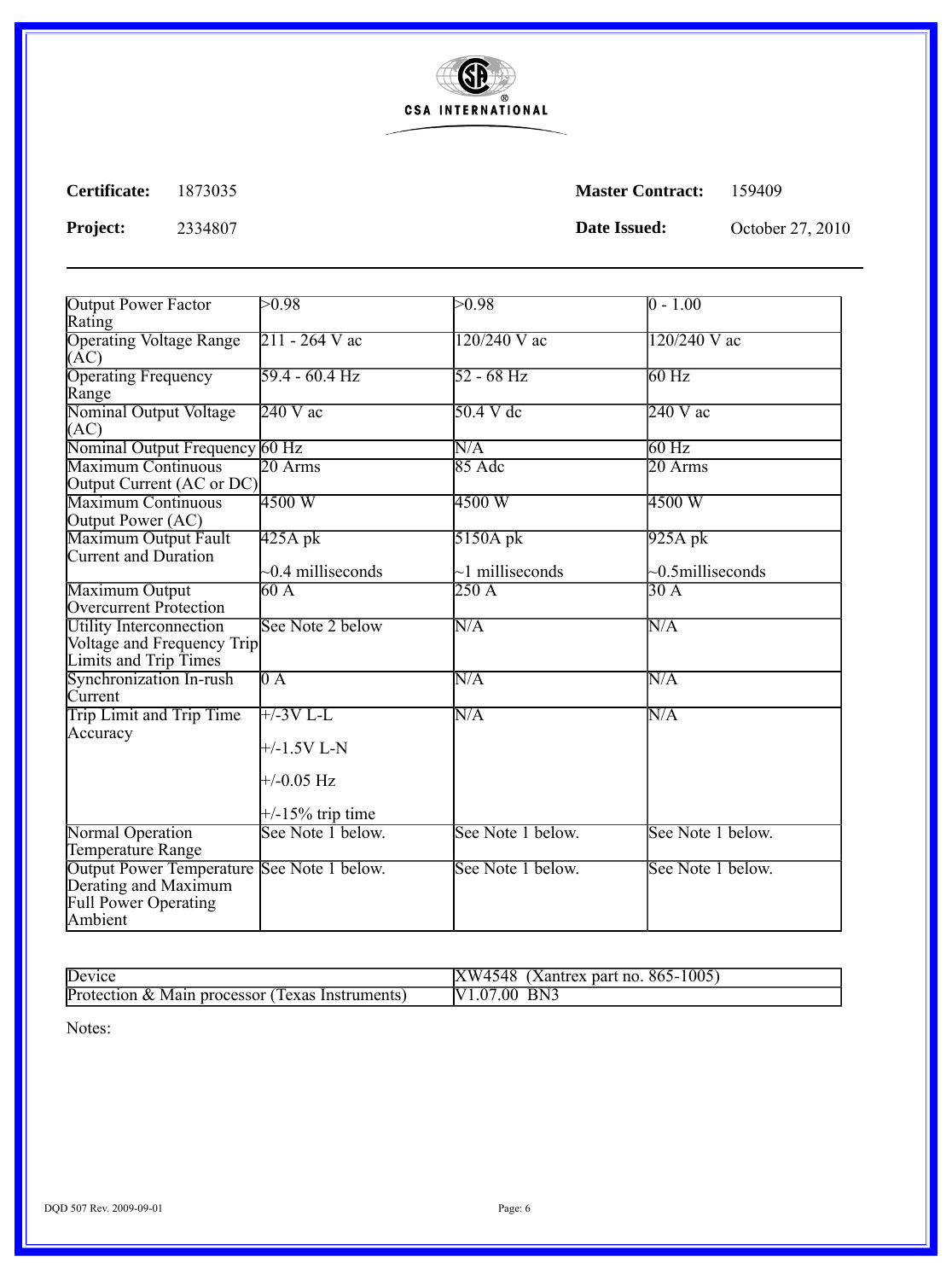**Certificate:** 1873035 **Master Contract:** 159409

**Project:** 2334807 **Date Issued:** October 27, 2010

| | | | |
|---|---|---|---|
| Output Power Factor Rating | >0.98 | >0.98 | 0 - 1.00 |
| Operating Voltage Range (AC) | 211 - 264 V ac | 120/240 V ac | 120/240 V ac |
| Operating Frequency Range | 59.4 - 60.4 Hz | 52 - 68 Hz | 60 Hz |
| Nominal Output Voltage (AC) | 240 V ac | 50.4 V dc | 240 V ac |
| Nominal Output Frequency | 60 Hz | N/A | 60 Hz |
| Maximum Continuous Output Current (AC or DC) | 20 Arms | 85 Adc | 20 Arms |
| Maximum Continuous Output Power (AC) | 4500 W | 4500 W | 4500 W |
| Maximum Output Fault Current and Duration | 425A pk<br>~0.4 milliseconds | 5150A pk<br>~1 milliseconds | 925A pk<br>~0.5milliseconds |
| Maximum Output Overcurrent Protection | 60 A | 250 A | 30 A |
| Utility Interconnection Voltage and Frequency Trip Limits and Trip Times | See Note 2 below | N/A | N/A |
| Synchronization In-rush Current | 0 A | N/A | N/A |
| Trip Limit and Trip Time Accuracy | +/-3V L-L<br>+/-1.5V L-N<br>+/-0.05 Hz<br>+/-15% trip time | N/A | N/A |
| Normal Operation Temperature Range | See Note 1 below. | See Note 1 below. | See Note 1 below. |
| Output Power Temperature Derating and Maximum Full Power Operating Ambient | See Note 1 below. | See Note 1 below. | See Note 1 below. |

| | |
|---|---|
| Device | XW4548 (Xantrex part no. 865-1005) |
| Protection & Main processor (Texas Instruments) | V1.07.00 BN3 |

Notes: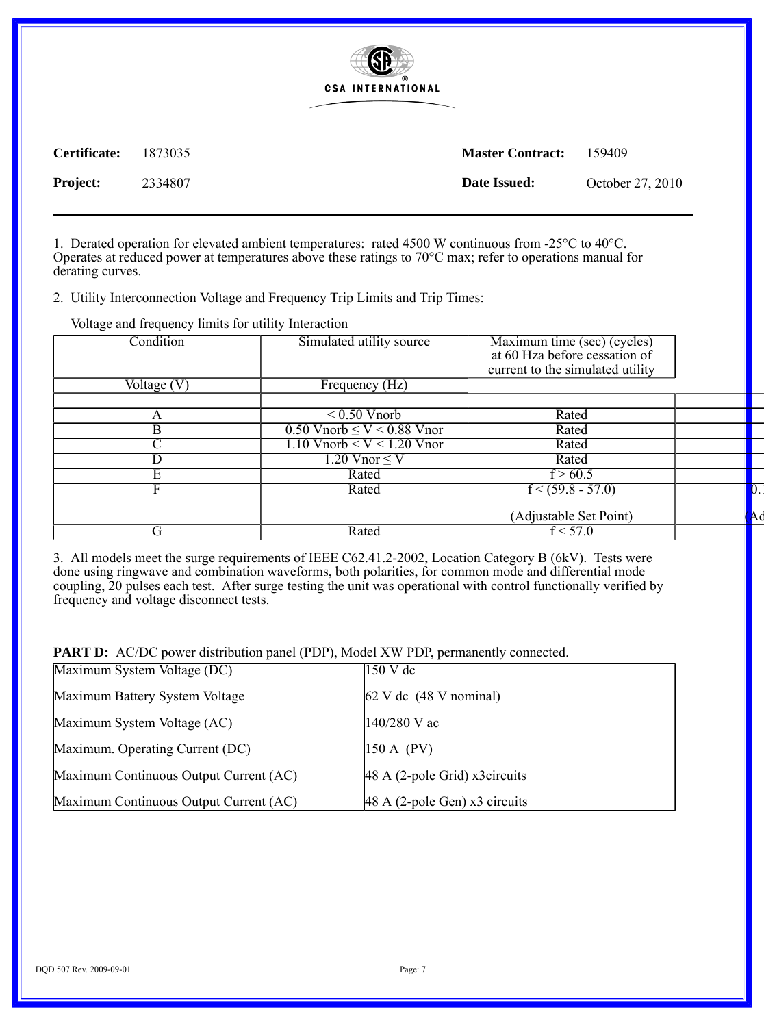CSA INTERNATIONAL

**Certificate:** 1873035 **Master Contract:** 159409

**Project:** 2334807 **Date Issued:** October 27, 2010

1. Derated operation for elevated ambient temperatures: rated 4500 W continuous from -25°C to 40°C. Operates at reduced power at temperatures above these ratings to 70°C max; refer to operations manual for derating curves.

2. Utility Interconnection Voltage and Frequency Trip Limits and Trip Times:

Voltage and frequency limits for utility Interaction

| Condition | Simulated utility source | Maximum time (sec) (cycles) at 60 Hza before cessation of current to the simulated utility | |
|---|---|---|---|
| Voltage (V) | Frequency (Hz) | | |
| | | | |
| A | < 0.50 Vnorb | Rated | |
| B | 0.50 Vnorb ≤ V < 0.88 Vnor | Rated | |
| C | 1.10 Vnorb < V < 1.20 Vnor | Rated | |
| D | 1.20 Vnor ≤ V | Rated | |
| E | Rated | f > 60.5 | |
| F | Rated | f < (59.8 - 57.0)<br><br>(Adjustable Set Point) | 0.<br><br>(Ad |
| G | Rated | f < 57.0 | |

3. All models meet the surge requirements of IEEE C62.41.2-2002, Location Category B (6kV). Tests were done using ringwave and combination waveforms, both polarities, for common mode and differential mode coupling, 20 pulses each test. After surge testing the unit was operational with control functionally verified by frequency and voltage disconnect tests.

**PART D:** AC/DC power distribution panel (PDP), Model XW PDP, permanently connected.

| | |
|---|---|
| Maximum System Voltage (DC) | 150 V dc |
| Maximum Battery System Voltage | 62 V dc (48 V nominal) |
| Maximum System Voltage (AC) | 140/280 V ac |
| Maximum. Operating Current (DC) | 150 A (PV) |
| Maximum Continuous Output Current (AC) | 48 A (2-pole Grid) x3circuits |
| Maximum Continuous Output Current (AC) | 48 A (2-pole Gen) x3 circuits |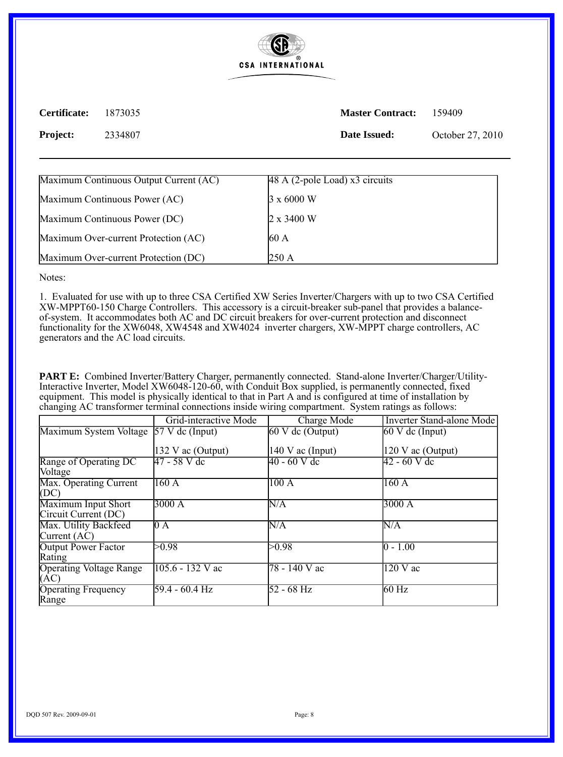**Certificate:** 1873035 **Master Contract:** 159409

**Project:** 2334807 **Date Issued:** October 27, 2010

| | |
|---|---|
| Maximum Continuous Output Current (AC) | 48 A (2-pole Load) x3 circuits |
| Maximum Continuous Power (AC) | 3 x 6000 W |
| Maximum Continuous Power (DC) | 2 x 3400 W |
| Maximum Over-current Protection (AC) | 60 A |
| Maximum Over-current Protection (DC) | 250 A |

Notes:

1. Evaluated for use with up to three CSA Certified XW Series Inverter/Chargers with up to two CSA Certified XW-MPPT60-150 Charge Controllers. This accessory is a circuit-breaker sub-panel that provides a balance-of-system. It accommodates both AC and DC circuit breakers for over-current protection and disconnect functionality for the XW6048, XW4548 and XW4024 inverter chargers, XW-MPPT charge controllers, AC generators and the AC load circuits.

**PART E:** Combined Inverter/Battery Charger, permanently connected. Stand-alone Inverter/Charger/Utility-Interactive Inverter, Model XW6048-120-60, with Conduit Box supplied, is permanently connected, fixed equipment. This model is physically identical to that in Part A and is configured at time of installation by changing AC transformer terminal connections inside wiring compartment. System ratings as follows:

| | Grid-interactive Mode | Charge Mode | Inverter Stand-alone Mode |
|---|---|---|---|
| Maximum System Voltage | 57 V dc (Input)<br><br>132 V ac (Output) | 60 V dc (Output)<br><br>140 V ac (Input) | 60 V dc (Input)<br><br>120 V ac (Output) |
| Range of Operating DC Voltage | 47 - 58 V dc | 40 - 60 V dc | 42 - 60 V dc |
| Max. Operating Current (DC) | 160 A | 100 A | 160 A |
| Maximum Input Short Circuit Current (DC) | 3000 A | N/A | 3000 A |
| Max. Utility Backfeed Current (AC) | 0 A | N/A | N/A |
| Output Power Factor Rating | >0.98 | >0.98 | 0 - 1.00 |
| Operating Voltage Range (AC) | 105.6 - 132 V ac | 78 - 140 V ac | 120 V ac |
| Operating Frequency Range | 59.4 - 60.4 Hz | 52 - 68 Hz | 60 Hz |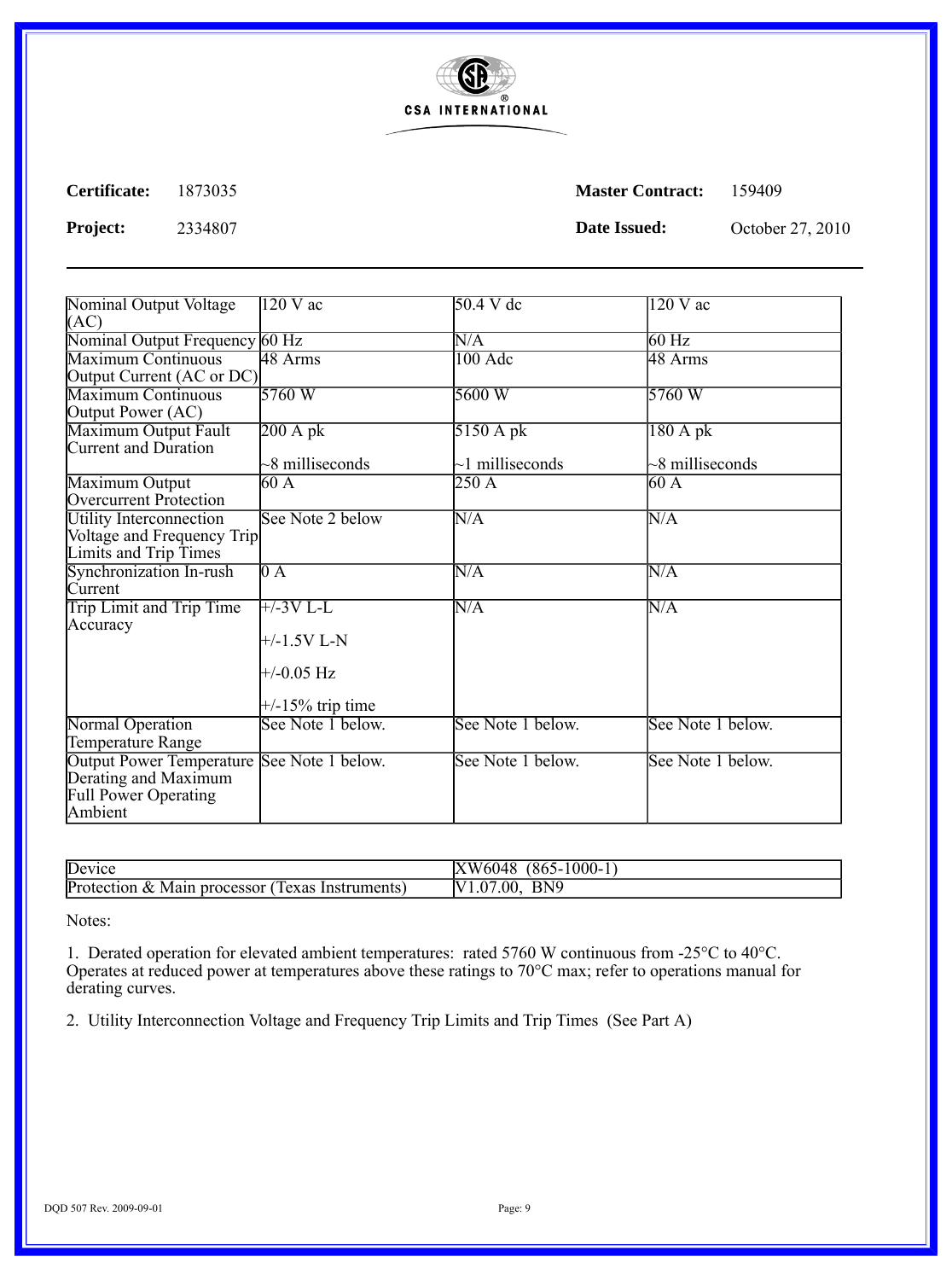**Certificate:** 1873035 **Master Contract:** 159409

**Project:** 2334807 **Date Issued:** October 27, 2010

| | | | |
|---|---|---|---|
| Nominal Output Voltage (AC) | 120 V ac | 50.4 V dc | 120 V ac |
| Nominal Output Frequency | 60 Hz | N/A | 60 Hz |
| Maximum Continuous Output Current (AC or DC) | 48 Arms | 100 Adc | 48 Arms |
| Maximum Continuous Output Power (AC) | 5760 W | 5600 W | 5760 W |
| Maximum Output Fault Current and Duration | 200 A pk<br>~8 milliseconds | 5150 A pk<br>~1 milliseconds | 180 A pk<br>~8 milliseconds |
| Maximum Output Overcurrent Protection | 60 A | 250 A | 60 A |
| Utility Interconnection Voltage and Frequency Trip Limits and Trip Times | See Note 2 below | N/A | N/A |
| Synchronization In-rush Current | 0 A | N/A | N/A |
| Trip Limit and Trip Time Accuracy | +/-3V L-L<br>+/-1.5V L-N<br>+/-0.05 Hz<br>+/-15% trip time | N/A | N/A |
| Normal Operation Temperature Range | See Note 1 below. | See Note 1 below. | See Note 1 below. |
| Output Power Temperature Derating and Maximum Full Power Operating Ambient | See Note 1 below. | See Note 1 below. | See Note 1 below. |

| Device | XW6048 (865-1000-1) |
|---|---|
| Protection & Main processor (Texas Instruments) | V1.07.00, BN9 |

Notes:

1. Derated operation for elevated ambient temperatures: rated 5760 W continuous from -25°C to 40°C. Operates at reduced power at temperatures above these ratings to 70°C max; refer to operations manual for derating curves.

2. Utility Interconnection Voltage and Frequency Trip Limits and Trip Times (See Part A)

DQD 507 Rev. 2009-09-01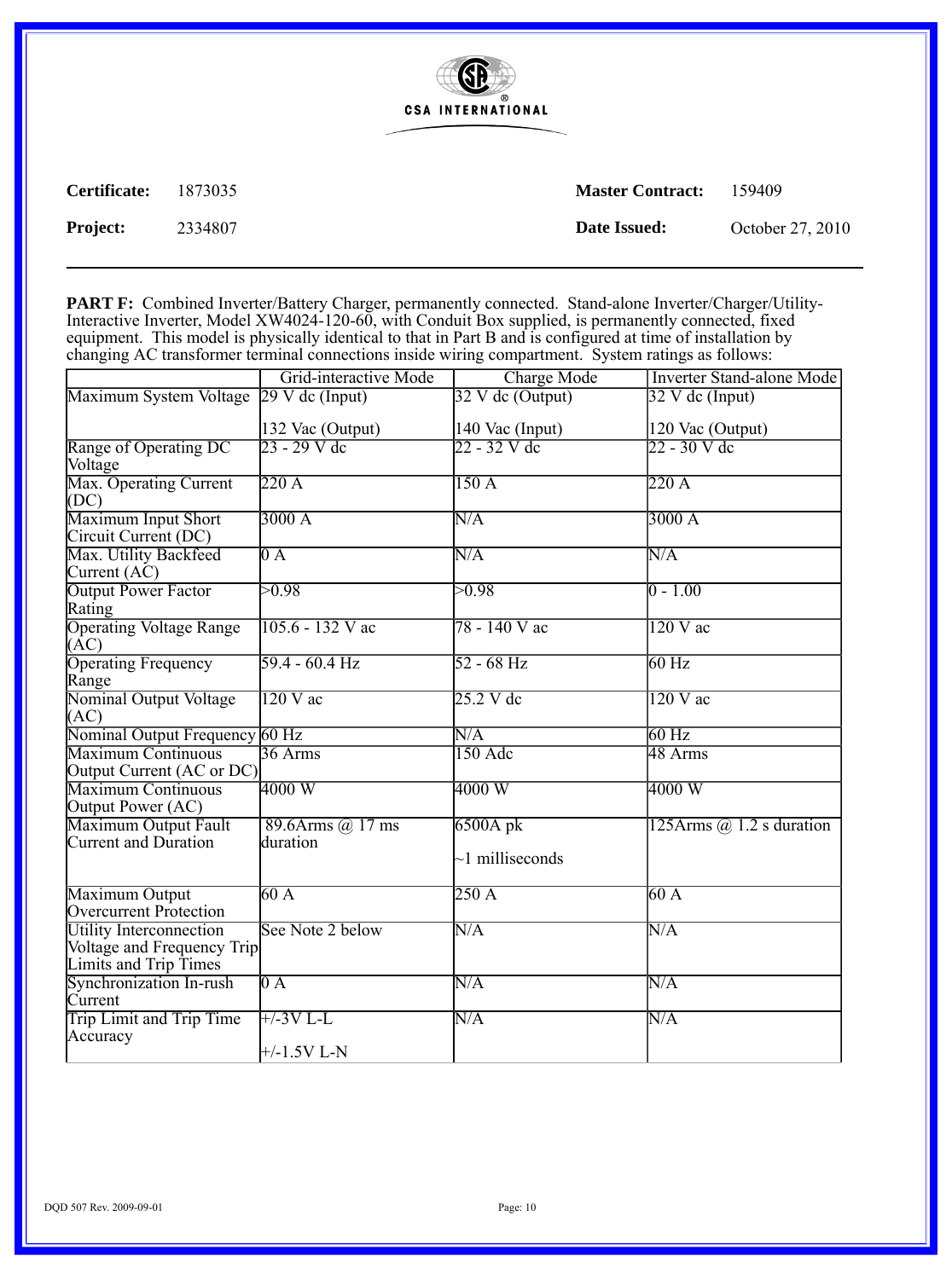CSA INTERNATIONAL

**Certificate:** 1873035 **Master Contract:** 159409

**Project:** 2334807 **Date Issued:** October 27, 2010

**PART F:** Combined Inverter/Battery Charger, permanently connected. Stand-alone Inverter/Charger/Utility-Interactive Inverter, Model XW4024-120-60, with Conduit Box supplied, is permanently connected, fixed equipment. This model is physically identical to that in Part B and is configured at time of installation by changing AC transformer terminal connections inside wiring compartment. System ratings as follows:

| | Grid-interactive Mode | Charge Mode | Inverter Stand-alone Mode |
|---|---|---|---|
| Maximum System Voltage | 29 V dc (Input)<br>132 Vac (Output) | 32 V dc (Output)<br>140 Vac (Input) | 32 V dc (Input)<br>120 Vac (Output) |
| Range of Operating DC Voltage | 23 - 29 V dc | 22 - 32 V dc | 22 - 30 V dc |
| Max. Operating Current (DC) | 220 A | 150 A | 220 A |
| Maximum Input Short Circuit Current (DC) | 3000 A | N/A | 3000 A |
| Max. Utility Backfeed Current (AC) | 0 A | N/A | N/A |
| Output Power Factor Rating | >0.98 | >0.98 | 0 - 1.00 |
| Operating Voltage Range (AC) | 105.6 - 132 V ac | 78 - 140 V ac | 120 V ac |
| Operating Frequency Range | 59.4 - 60.4 Hz | 52 - 68 Hz | 60 Hz |
| Nominal Output Voltage (AC) | 120 V ac | 25.2 V dc | 120 V ac |
| Nominal Output Frequency | 60 Hz | N/A | 60 Hz |
| Maximum Continuous Output Current (AC or DC) | 36 Arms | 150 Adc | 48 Arms |
| Maximum Continuous Output Power (AC) | 4000 W | 4000 W | 4000 W |
| Maximum Output Fault Current and Duration | 89.6Arms @ 17 ms duration | 6500A pk<br>~1 milliseconds | 125Arms @ 1.2 s duration |
| Maximum Output Overcurrent Protection | 60 A | 250 A | 60 A |
| Utility Interconnection Voltage and Frequency Trip Limits and Trip Times | See Note 2 below | N/A | N/A |
| Synchronization In-rush Current | 0 A | N/A | N/A |
| Trip Limit and Trip Time Accuracy | +/-3V L-L<br>+/-1.5V L-N | N/A | N/A |

DQD 507 Rev. 2009-09-01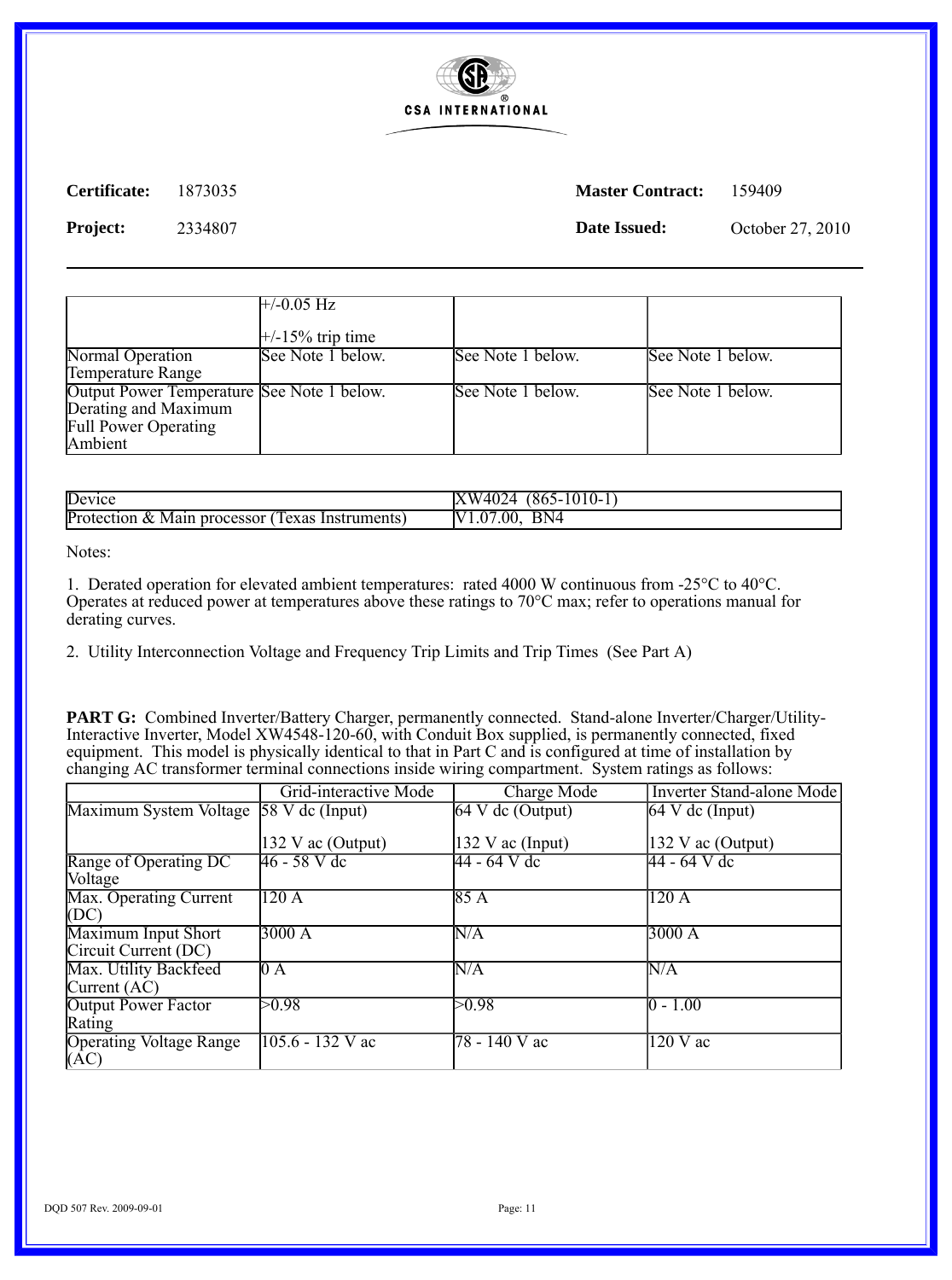**Certificate:** 1873035 **Master Contract:** 159409

**Project:** 2334807 **Date Issued:** October 27, 2010

| | | | |
|---|---|---|---|
| | +/-0.05 Hz<br><br>+/-15% trip time | | |
| Normal Operation Temperature Range | See Note 1 below. | See Note 1 below. | See Note 1 below. |
| Output Power Temperature Derating and Maximum Full Power Operating Ambient | See Note 1 below. | See Note 1 below. | See Note 1 below. |

| | |
|---|---|
| Device | XW4024 (865-1010-1) |
| Protection & Main processor (Texas Instruments) | V1.07.00, BN4 |

Notes:

1. Derated operation for elevated ambient temperatures: rated 4000 W continuous from -25°C to 40°C. Operates at reduced power at temperatures above these ratings to 70°C max; refer to operations manual for derating curves.

2. Utility Interconnection Voltage and Frequency Trip Limits and Trip Times (See Part A)

**PART G:** Combined Inverter/Battery Charger, permanently connected. Stand-alone Inverter/Charger/Utility-Interactive Inverter, Model XW4548-120-60, with Conduit Box supplied, is permanently connected, fixed equipment. This model is physically identical to that in Part C and is configured at time of installation by changing AC transformer terminal connections inside wiring compartment. System ratings as follows:

| | Grid-interactive Mode | Charge Mode | Inverter Stand-alone Mode |
|---|---|---|---|
| Maximum System Voltage | 58 V dc (Input)<br><br>132 V ac (Output) | 64 V dc (Output)<br><br>132 V ac (Input) | 64 V dc (Input)<br><br>132 V ac (Output) |
| Range of Operating DC Voltage | 46 - 58 V dc | 44 - 64 V dc | 44 - 64 V dc |
| Max. Operating Current (DC) | 120 A | 85 A | 120 A |
| Maximum Input Short Circuit Current (DC) | 3000 A | N/A | 3000 A |
| Max. Utility Backfeed Current (AC) | 0 A | N/A | N/A |
| Output Power Factor Rating | >0.98 | >0.98 | 0 - 1.00 |
| Operating Voltage Range (AC) | 105.6 - 132 V ac | 78 - 140 V ac | 120 V ac |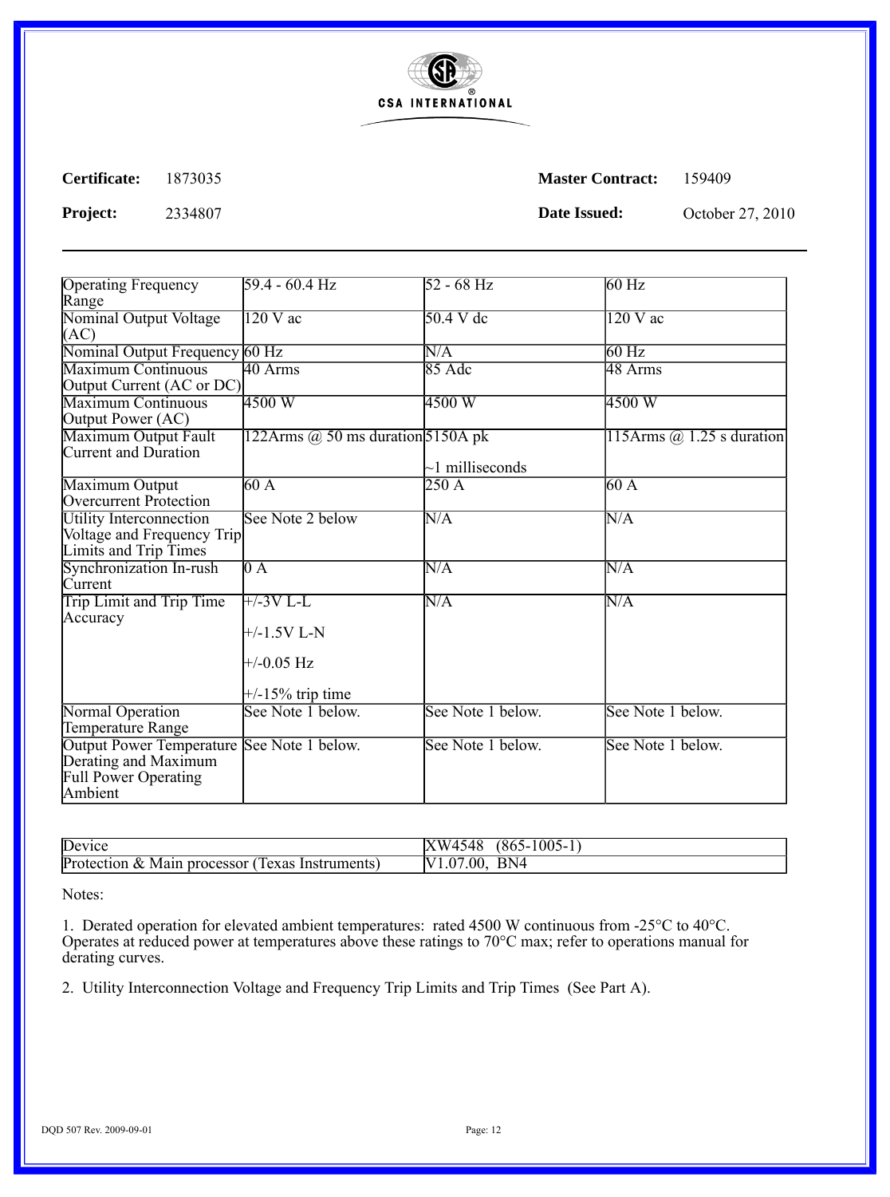**Certificate:** 1873035 **Master Contract:** 159409

**Project:** 2334807 **Date Issued:** October 27, 2010

| | | | |
|---|---|---|---|
| Operating Frequency Range | 59.4 - 60.4 Hz | 52 - 68 Hz | 60 Hz |
| Nominal Output Voltage (AC) | 120 V ac | 50.4 V dc | 120 V ac |
| Nominal Output Frequency | 60 Hz | N/A | 60 Hz |
| Maximum Continuous Output Current (AC or DC) | 40 Arms | 85 Adc | 48 Arms |
| Maximum Continuous Output Power (AC) | 4500 W | 4500 W | 4500 W |
| Maximum Output Fault Current and Duration | 122Arms @ 50 ms duration | 5150A pk<br><br>~1 milliseconds | 115Arms @ 1.25 s duration |
| Maximum Output Overcurrent Protection | 60 A | 250 A | 60 A |
| Utility Interconnection Voltage and Frequency Trip Limits and Trip Times | See Note 2 below | N/A | N/A |
| Synchronization In-rush Current | 0 A | N/A | N/A |
| Trip Limit and Trip Time Accuracy | +/-3V L-L<br><br>+/-1.5V L-N<br><br>+/-0.05 Hz<br><br>+/-15% trip time | N/A | N/A |
| Normal Operation Temperature Range | See Note 1 below. | See Note 1 below. | See Note 1 below. |
| Output Power Temperature Derating and Maximum Full Power Operating Ambient | See Note 1 below. | See Note 1 below. | See Note 1 below. |

| | |
|---|---|
| Device | XW4548 (865-1005-1) |
| Protection & Main processor (Texas Instruments) | V1.07.00, BN4 |

Notes:

1. Derated operation for elevated ambient temperatures: rated 4500 W continuous from -25°C to 40°C. Operates at reduced power at temperatures above these ratings to 70°C max; refer to operations manual for derating curves.

2. Utility Interconnection Voltage and Frequency Trip Limits and Trip Times (See Part A).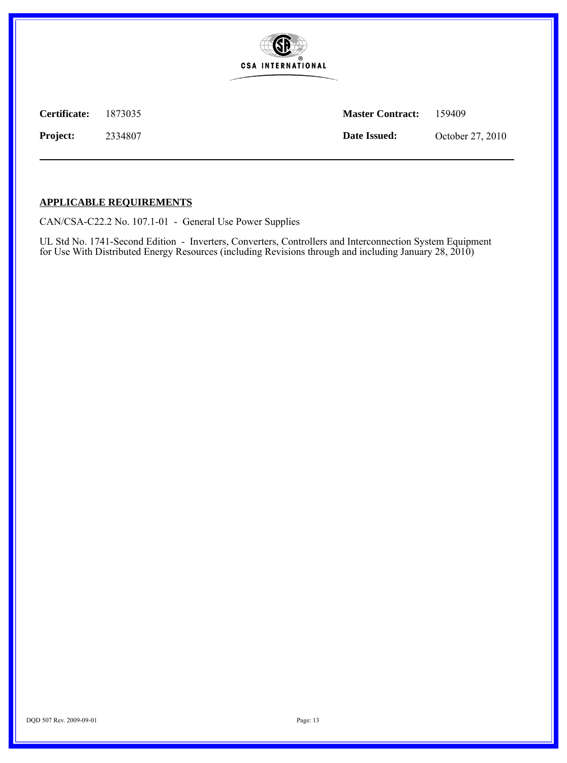| | | | |
|---|---|---|---|
| **Certificate:** | 1873035 | **Master Contract:** | 159409 |
| **Project:** | 2334807 | **Date Issued:** | October 27, 2010 |

## APPLICABLE REQUIREMENTS

CAN/CSA-C22.2 No. 107.1-01 - General Use Power Supplies

UL Std No. 1741-Second Edition - Inverters, Converters, Controllers and Interconnection System Equipment for Use With Distributed Energy Resources (including Revisions through and including January 28, 2010)

DQD 507 Rev. 2009-09-01